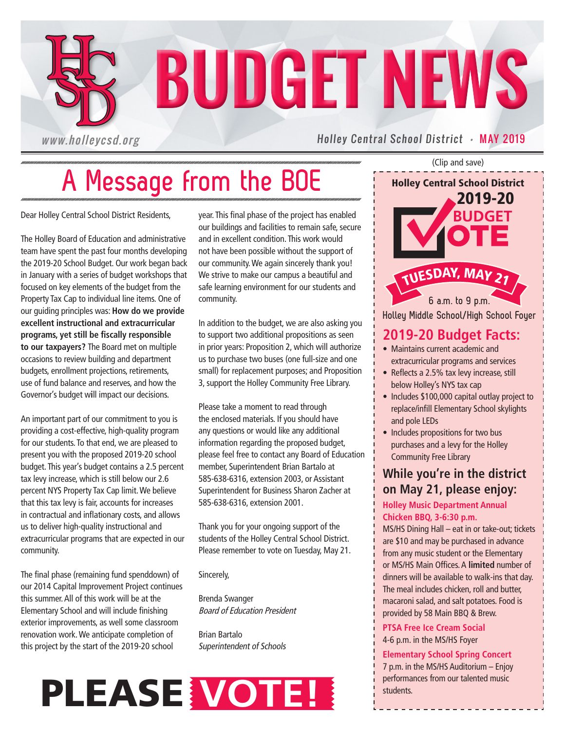# BUDGET NEWS

www.holleycsd.org

Holley Central School District · MAY 2019

## A Message from the BOE

Dear Holley Central School District Residents,

The Holley Board of Education and administrative team have spent the past four months developing the 2019-20 School Budget. Our work began back in January with a series of budget workshops that focused on key elements of the budget from the Property Tax Cap to individual line items. One of our guiding principles was: **How do we provide excellent instructional and extracurricular programs, yet still be fiscally responsible to our taxpayers?** The Board met on multiple occasions to review building and department budgets, enrollment projections, retirements, use of fund balance and reserves, and how the Governor's budget will impact our decisions.

An important part of our commitment to you is providing a cost-effective, high-quality program for our students. To that end, we are pleased to present you with the proposed 2019-20 school budget. This year's budget contains a 2.5 percent tax levy increase, which is still below our 2.6 percent NYS Property Tax Cap limit. We believe that this tax levy is fair, accounts for increases in contractual and inflationary costs, and allows us to deliver high-quality instructional and extracurricular programs that are expected in our community.

The final phase (remaining fund spenddown) of our 2014 Capital Improvement Project continues this summer. All of this work will be at the Elementary School and will include finishing exterior improvements, as well some classroom renovation work. We anticipate completion of this project by the start of the 2019-20 school year. This final phase of the project has enabled our buildings and facilities to remain safe, secure and in excellent condition. This work would not have been possible without the support of our community. We again sincerely thank you! We strive to make our campus a beautiful and safe learning environment for our students and community.

In addition to the budget, we are also asking you to support two additional propositions as seen in prior years: Proposition 2, which will authorize us to purchase two buses (one full-size and one small) for replacement purposes; and Proposition 3, support the Holley Community Free Library.

Please take a moment to read through the enclosed materials. If you should have any questions or would like any additional information regarding the proposed budget, please feel free to contact any Board of Education member, Superintendent Brian Bartalo at 585-638-6316, extension 2003, or Assistant Superintendent for Business Sharon Zacher at 585-638-6316, extension 2001.

Thank you for your ongoing support of the students of the Holley Central School District. Please remember to vote on Tuesday, May 21.

Sincerely,

Brenda Swanger
*Board of Education President*

Brian Bartalo
*Superintendent of Schools*

# PLEASE VOTE!

(Clip and save)

**Holley Central School District**

**2019-20 BUDGET VOTE**

**TUESDAY, MAY 21**

6 a.m. to 9 p.m.

Holley Middle School/High School Foyer

### 2019-20 Budget Facts:

- Maintains current academic and extracurricular programs and services
- Reflects a 2.5% tax levy increase, still below Holley's NYS tax cap
- Includes $100,000 capital outlay project to replace/infill Elementary School skylights and pole LEDs
- Includes propositions for two bus purchases and a levy for the Holley Community Free Library

### While you're in the district on May 21, please enjoy:

**Holley Music Department Annual Chicken BBQ, 3-6:30 p.m.**

MS/HS Dining Hall – eat in or take-out; tickets are $10 and may be purchased in advance from any music student or the Elementary or MS/HS Main Offices. A **limited** number of dinners will be available to walk-ins that day. The meal includes chicken, roll and butter, macaroni salad, and salt potatoes. Food is provided by 58 Main BBQ & Brew.

**PTSA Free Ice Cream Social**

4-6 p.m. in the MS/HS Foyer

**Elementary School Spring Concert**

7 p.m. in the MS/HS Auditorium – Enjoy performances from our talented music students.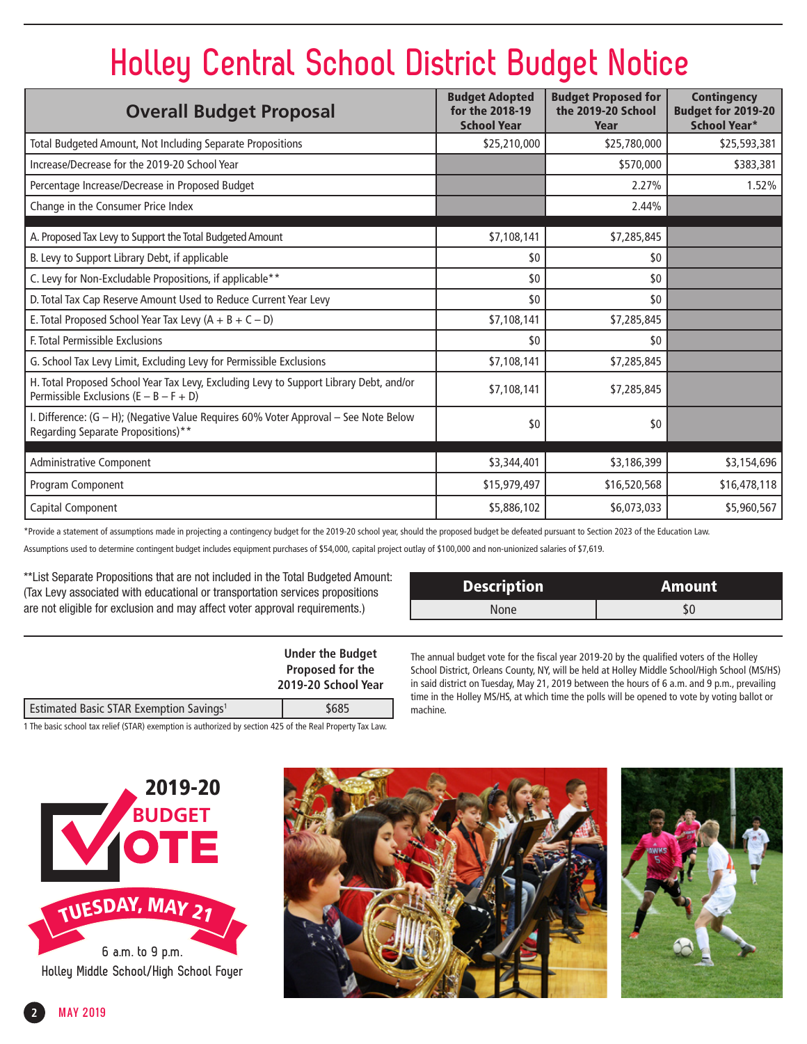# Holley Central School District Budget Notice

| Overall Budget Proposal | Budget Adopted for the 2018-19 School Year | Budget Proposed for the 2019-20 School Year | Contingency Budget for 2019-20 School Year* |
|---|---|---|---|
| Total Budgeted Amount, Not Including Separate Propositions | $25,210,000 | $25,780,000 | $25,593,381 |
| Increase/Decrease for the 2019-20 School Year | | $570,000 | $383,381 |
| Percentage Increase/Decrease in Proposed Budget | | 2.27% | 1.52% |
| Change in the Consumer Price Index | | 2.44% | |
| | | | |
| A. Proposed Tax Levy to Support the Total Budgeted Amount | $7,108,141 | $7,285,845 | |
| B. Levy to Support Library Debt, if applicable | $0 | $0 | |
| C. Levy for Non-Excludable Propositions, if applicable** | $0 | $0 | |
| D. Total Tax Cap Reserve Amount Used to Reduce Current Year Levy | $0 | $0 | |
| E. Total Proposed School Year Tax Levy (A + B + C – D) | $7,108,141 | $7,285,845 | |
| F. Total Permissible Exclusions | $0 | $0 | |
| G. School Tax Levy Limit, Excluding Levy for Permissible Exclusions | $7,108,141 | $7,285,845 | |
| H. Total Proposed School Year Tax Levy, Excluding Levy to Support Library Debt, and/or Permissible Exclusions (E – B – F + D) | $7,108,141 | $7,285,845 | |
| I. Difference: (G – H); (Negative Value Requires 60% Voter Approval – See Note Below Regarding Separate Propositions)** | $0 | $0 | |
| | | | |
| Administrative Component | $3,344,401 | $3,186,399 | $3,154,696 |
| Program Component | $15,979,497 | $16,520,568 | $16,478,118 |
| Capital Component | $5,886,102 | $6,073,033 | $5,960,567 |

*Provide a statement of assumptions made in projecting a contingency budget for the 2019-20 school year, should the proposed budget be defeated pursuant to Section 2023 of the Education Law.

Assumptions used to determine contingent budget includes equipment purchases of $54,000, capital project outlay of $100,000 and non-unionized salaries of $7,619.

**List Separate Propositions that are not included in the Total Budgeted Amount: (Tax Levy associated with educational or transportation services propositions are not eligible for exclusion and may affect voter approval requirements.)

| Description | Amount |
|---|---|
| None | $0 |

| | Under the Budget Proposed for the 2019-20 School Year |
|---|---|
| Estimated Basic STAR Exemption Savings[1] | $685 |

1 The basic school tax relief (STAR) exemption is authorized by section 425 of the Real Property Tax Law.

The annual budget vote for the fiscal year 2019-20 by the qualified voters of the Holley School District, Orleans County, NY, will be held at Holley Middle School/High School (MS/HS) in said district on Tuesday, May 21, 2019 between the hours of 6 a.m. and 9 p.m., prevailing time in the Holley MS/HS, at which time the polls will be opened to vote by voting ballot or machine.

**2019-20 BUDGET VOTE**

**TUESDAY, MAY 21**

6 a.m. to 9 p.m.

Holley Middle School/High School Foyer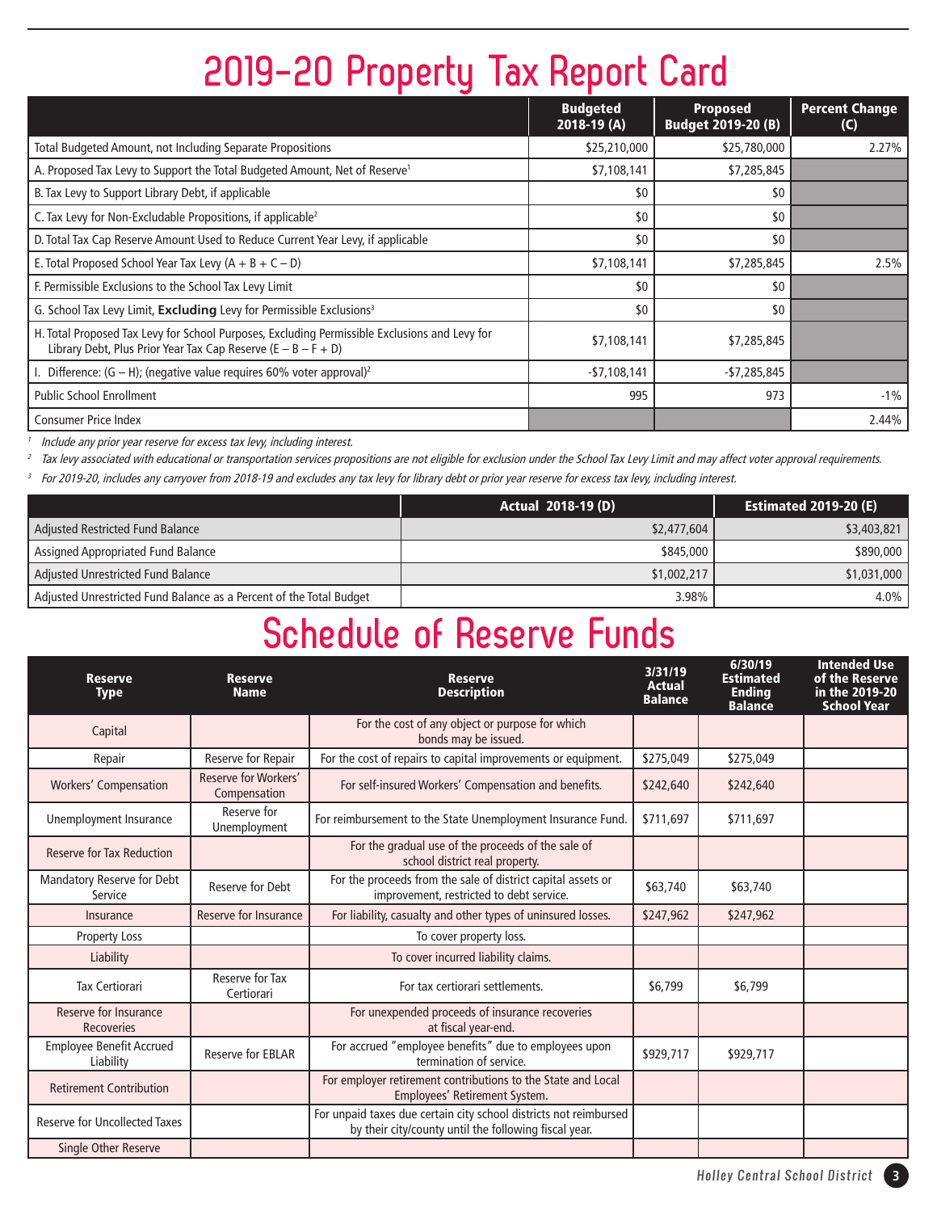# 2019-20 Property Tax Report Card

| | Budgeted 2018-19 (A) | Proposed Budget 2019-20 (B) | Percent Change (C) |
|---|---|---|---|
| Total Budgeted Amount, not Including Separate Propositions | $25,210,000 | $25,780,000 | 2.27% |
| A. Proposed Tax Levy to Support the Total Budgeted Amount, Net of Reserve[1] | $7,108,141 | $7,285,845 | |
| B. Tax Levy to Support Library Debt, if applicable | $0 | $0 | |
| C. Tax Levy for Non-Excludable Propositions, if applicable[2] | $0 | $0 | |
| D. Total Tax Cap Reserve Amount Used to Reduce Current Year Levy, if applicable | $0 | $0 | |
| E. Total Proposed School Year Tax Levy (A + B + C – D) | $7,108,141 | $7,285,845 | 2.5% |
| F. Permissible Exclusions to the School Tax Levy Limit | $0 | $0 | |
| G. School Tax Levy Limit, **Excluding** Levy for Permissible Exclusions[3] | $0 | $0 | |
| H. Total Proposed Tax Levy for School Purposes, Excluding Permissible Exclusions and Levy for Library Debt, Plus Prior Year Tax Cap Reserve (E – B – F + D) | $7,108,141 | $7,285,845 | |
| I. Difference: (G – H); (negative value requires 60% voter approval)[2] | -$7,108,141 | -$7,285,845 | |
| Public School Enrollment | 995 | 973 | -1% |
| Consumer Price Index | | | 2.44% |

*[1] Include any prior year reserve for excess tax levy, including interest.*

*[2] Tax levy associated with educational or transportation services propositions are not eligible for exclusion under the School Tax Levy Limit and may affect voter approval requirements.*

*[3] For 2019-20, includes any carryover from 2018-19 and excludes any tax levy for library debt or prior year reserve for excess tax levy, including interest.*

| | Actual 2018-19 (D) | Estimated 2019-20 (E) |
|---|---|---|
| Adjusted Restricted Fund Balance | $2,477,604 | $3,403,821 |
| Assigned Appropriated Fund Balance | $845,000 | $890,000 |
| Adjusted Unrestricted Fund Balance | $1,002,217 | $1,031,000 |
| Adjusted Unrestricted Fund Balance as a Percent of the Total Budget | 3.98% | 4.0% |

# Schedule of Reserve Funds

| Reserve Type | Reserve Name | Reserve Description | 3/31/19 Actual Balance | 6/30/19 Estimated Ending Balance | Intended Use of the Reserve in the 2019-20 School Year |
|---|---|---|---|---|---|
| Capital | | For the cost of any object or purpose for which bonds may be issued. | | | |
| Repair | Reserve for Repair | For the cost of repairs to capital improvements or equipment. | $275,049 | $275,049 | |
| Workers' Compensation | Reserve for Workers' Compensation | For self-insured Workers' Compensation and benefits. | $242,640 | $242,640 | |
| Unemployment Insurance | Reserve for Unemployment | For reimbursement to the State Unemployment Insurance Fund. | $711,697 | $711,697 | |
| Reserve for Tax Reduction | | For the gradual use of the proceeds of the sale of school district real property. | | | |
| Mandatory Reserve for Debt Service | Reserve for Debt | For the proceeds from the sale of district capital assets or improvement, restricted to debt service. | $63,740 | $63,740 | |
| Insurance | Reserve for Insurance | For liability, casualty and other types of uninsured losses. | $247,962 | $247,962 | |
| Property Loss | | To cover property loss. | | | |
| Liability | | To cover incurred liability claims. | | | |
| Tax Certiorari | Reserve for Tax Certiorari | For tax certiorari settlements. | $6,799 | $6,799 | |
| Reserve for Insurance Recoveries | | For unexpended proceeds of insurance recoveries at fiscal year-end. | | | |
| Employee Benefit Accrued Liability | Reserve for EBLAR | For accrued "employee benefits" due to employees upon termination of service. | $929,717 | $929,717 | |
| Retirement Contribution | | For employer retirement contributions to the State and Local Employees' Retirement System. | | | |
| Reserve for Uncollected Taxes | | For unpaid taxes due certain city school districts not reimbursed by their city/county until the following fiscal year. | | | |
| Single Other Reserve | | | | | |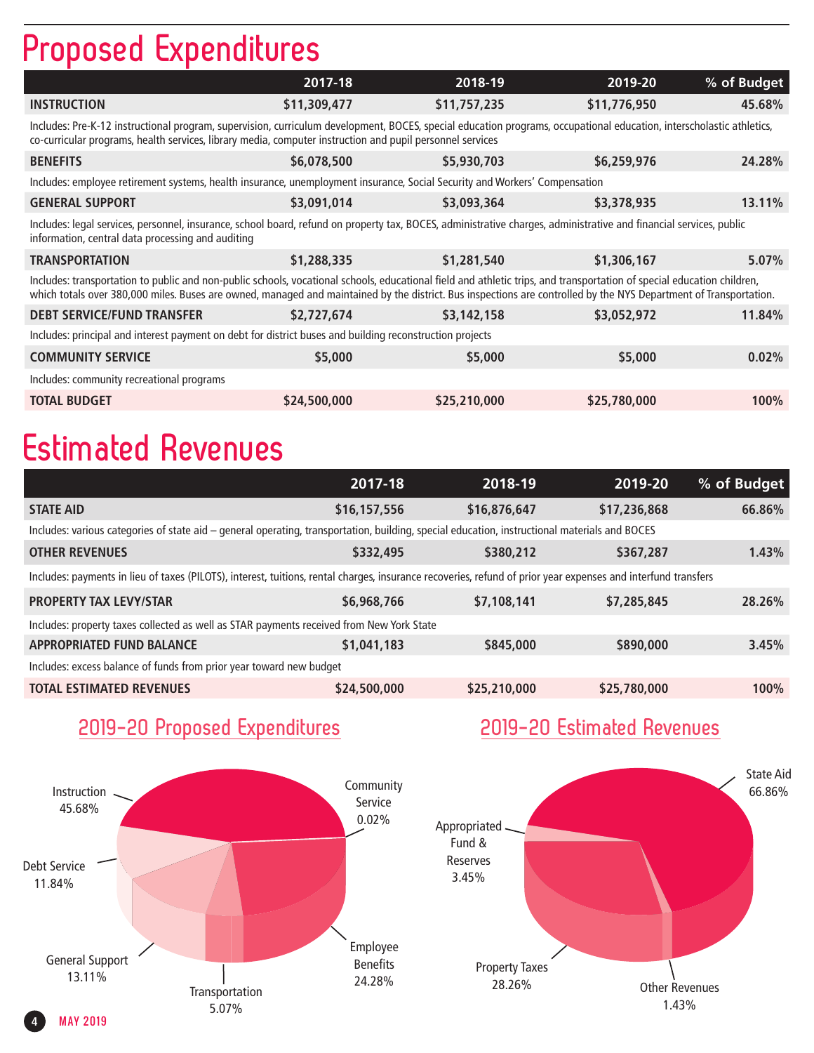# Proposed Expenditures

| | 2017-18 | 2018-19 | 2019-20 | % of Budget |
|---|---|---|---|---|
| **INSTRUCTION** | **$11,309,477** | **$11,757,235** | **$11,776,950** | **45.68%** |
| Includes: Pre-K-12 instructional program, supervision, curriculum development, BOCES, special education programs, occupational education, interscholastic athletics, co-curricular programs, health services, library media, computer instruction and pupil personnel services | | | | |
| **BENEFITS** | **$6,078,500** | **$5,930,703** | **$6,259,976** | **24.28%** |
| Includes: employee retirement systems, health insurance, unemployment insurance, Social Security and Workers' Compensation | | | | |
| **GENERAL SUPPORT** | **$3,091,014** | **$3,093,364** | **$3,378,935** | **13.11%** |
| Includes: legal services, personnel, insurance, school board, refund on property tax, BOCES, administrative charges, administrative and financial services, public information, central data processing and auditing | | | | |
| **TRANSPORTATION** | **$1,288,335** | **$1,281,540** | **$1,306,167** | **5.07%** |
| Includes: transportation to public and non-public schools, vocational schools, educational field and athletic trips, and transportation of special education children, which totals over 380,000 miles. Buses are owned, managed and maintained by the district. Bus inspections are controlled by the NYS Department of Transportation. | | | | |
| **DEBT SERVICE/FUND TRANSFER** | **$2,727,674** | **$3,142,158** | **$3,052,972** | **11.84%** |
| Includes: principal and interest payment on debt for district buses and building reconstruction projects | | | | |
| **COMMUNITY SERVICE** | **$5,000** | **$5,000** | **$5,000** | **0.02%** |
| Includes: community recreational programs | | | | |
| **TOTAL BUDGET** | **$24,500,000** | **$25,210,000** | **$25,780,000** | **100%** |

# Estimated Revenues

| | 2017-18 | 2018-19 | 2019-20 | % of Budget |
|---|---|---|---|---|
| **STATE AID** | **$16,157,556** | **$16,876,647** | **$17,236,868** | **66.86%** |
| Includes: various categories of state aid – general operating, transportation, building, special education, instructional materials and BOCES | | | | |
| **OTHER REVENUES** | **$332,495** | **$380,212** | **$367,287** | **1.43%** |
| Includes: payments in lieu of taxes (PILOTS), interest, tuitions, rental charges, insurance recoveries, refund of prior year expenses and interfund transfers | | | | |
| **PROPERTY TAX LEVY/STAR** | **$6,968,766** | **$7,108,141** | **$7,285,845** | **28.26%** |
| Includes: property taxes collected as well as STAR payments received from New York State | | | | |
| **APPROPRIATED FUND BALANCE** | **$1,041,183** | **$845,000** | **$890,000** | **3.45%** |
| Includes: excess balance of funds from prior year toward new budget | | | | |
| **TOTAL ESTIMATED REVENUES** | **$24,500,000** | **$25,210,000** | **$25,780,000** | **100%** |

## 2019-20 Proposed Expenditures

Instruction 45.68%
Community Service 0.02%
Debt Service 11.84%
Employee Benefits 24.28%
General Support 13.11%
Transportation 5.07%

## 2019-20 Estimated Revenues

State Aid 66.86%
Appropriated Fund & Reserves 3.45%
Property Taxes 28.26%
Other Revenues 1.43%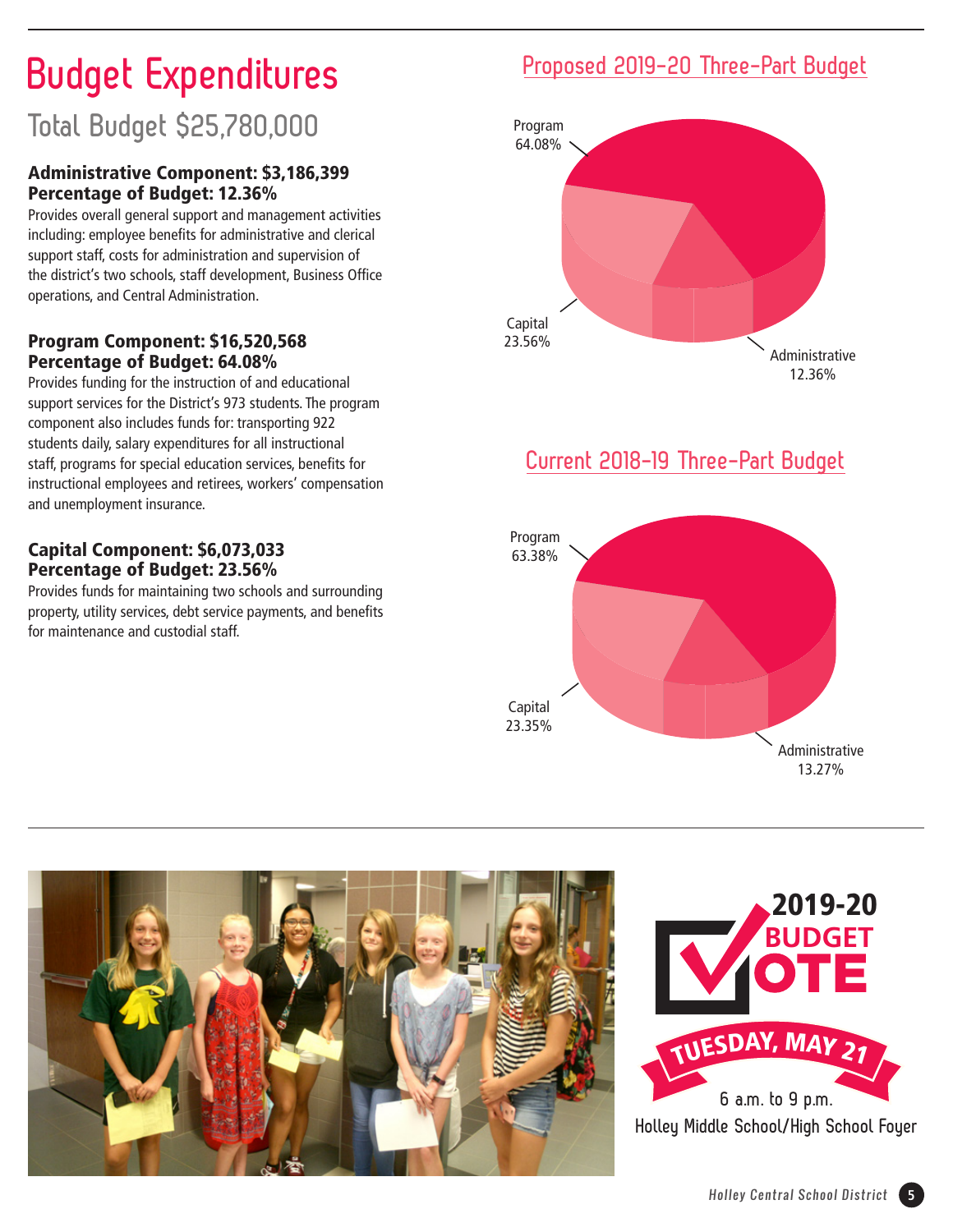# Budget Expenditures

## Total Budget $25,780,000

**Administrative Component: $3,186,399**
**Percentage of Budget: 12.36%**

Provides overall general support and management activities including: employee benefits for administrative and clerical support staff, costs for administration and supervision of the district's two schools, staff development, Business Office operations, and Central Administration.

**Program Component: $16,520,568**
**Percentage of Budget: 64.08%**

Provides funding for the instruction of and educational support services for the District's 973 students. The program component also includes funds for: transporting 922 students daily, salary expenditures for all instructional staff, programs for special education services, benefits for instructional employees and retirees, workers' compensation and unemployment insurance.

**Capital Component: $6,073,033**
**Percentage of Budget: 23.56%**

Provides funds for maintaining two schools and surrounding property, utility services, debt service payments, and benefits for maintenance and custodial staff.

### Proposed 2019-20 Three-Part Budget

- Program 64.08%
- Capital 23.56%
- Administrative 12.36%

### Current 2018-19 Three-Part Budget

- Program 63.38%
- Capital 23.35%
- Administrative 13.27%

**2019-20 BUDGET VOTE**

**TUESDAY, MAY 21**

6 a.m. to 9 p.m.

Holley Middle School/High School Foyer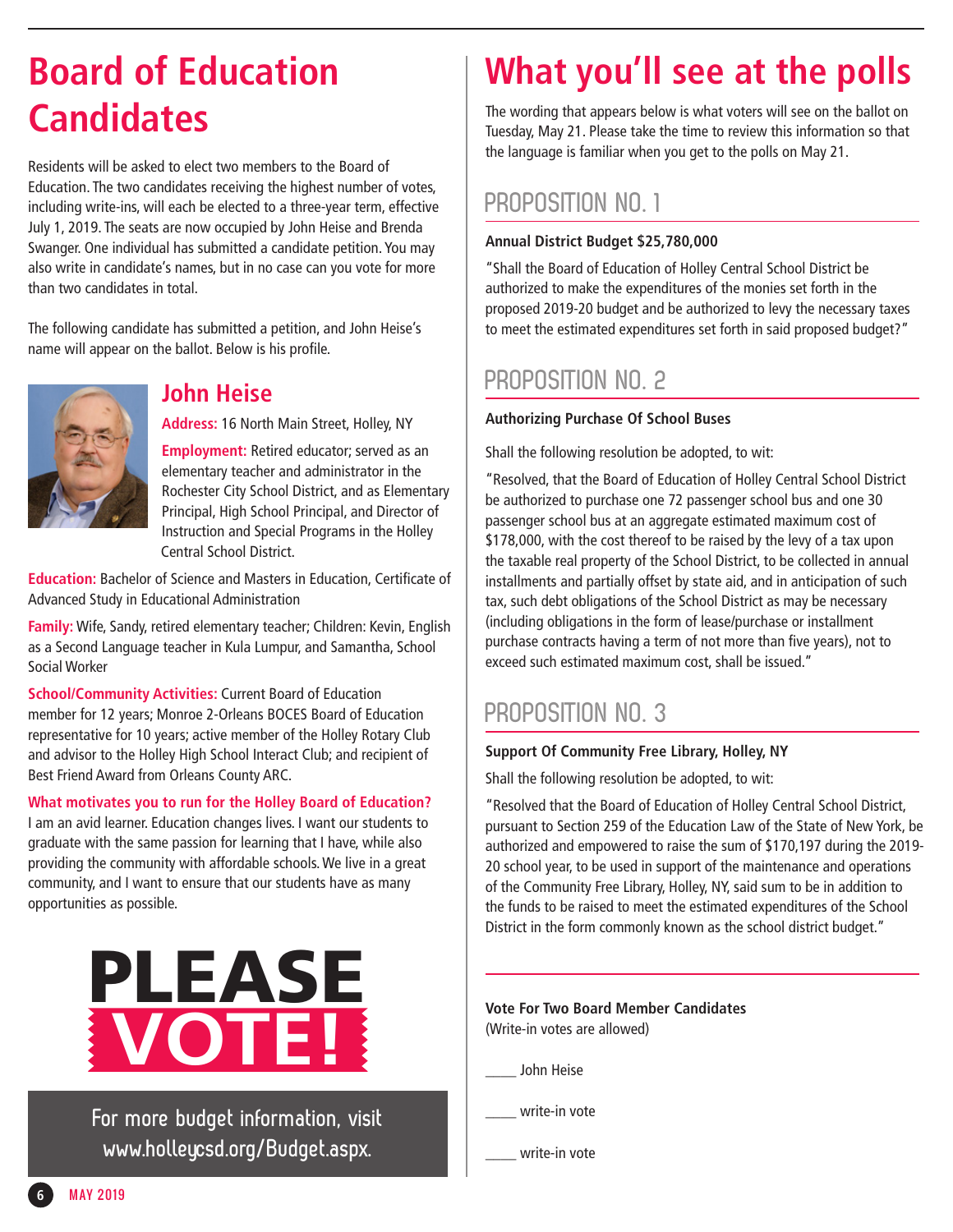# Board of Education Candidates

Residents will be asked to elect two members to the Board of Education. The two candidates receiving the highest number of votes, including write-ins, will each be elected to a three-year term, effective July 1, 2019. The seats are now occupied by John Heise and Brenda Swanger. One individual has submitted a candidate petition. You may also write in candidate's names, but in no case can you vote for more than two candidates in total.

The following candidate has submitted a petition, and John Heise's name will appear on the ballot. Below is his profile.

## John Heise

**Address:** 16 North Main Street, Holley, NY

**Employment:** Retired educator; served as an elementary teacher and administrator in the Rochester City School District, and as Elementary Principal, High School Principal, and Director of Instruction and Special Programs in the Holley Central School District.

**Education:** Bachelor of Science and Masters in Education, Certificate of Advanced Study in Educational Administration

**Family:** Wife, Sandy, retired elementary teacher; Children: Kevin, English as a Second Language teacher in Kula Lumpur, and Samantha, School Social Worker

**School/Community Activities:** Current Board of Education member for 12 years; Monroe 2-Orleans BOCES Board of Education representative for 10 years; active member of the Holley Rotary Club and advisor to the Holley High School Interact Club; and recipient of Best Friend Award from Orleans County ARC.

**What motivates you to run for the Holley Board of Education?**
I am an avid learner. Education changes lives. I want our students to graduate with the same passion for learning that I have, while also providing the community with affordable schools. We live in a great community, and I want to ensure that our students have as many opportunities as possible.

**PLEASE VOTE!**

For more budget information, visit www.holleycsd.org/Budget.aspx.

# What you'll see at the polls

The wording that appears below is what voters will see on the ballot on Tuesday, May 21. Please take the time to review this information so that the language is familiar when you get to the polls on May 21.

## PROPOSITION NO. 1

**Annual District Budget $25,780,000**

"Shall the Board of Education of Holley Central School District be authorized to make the expenditures of the monies set forth in the proposed 2019-20 budget and be authorized to levy the necessary taxes to meet the estimated expenditures set forth in said proposed budget?"

## PROPOSITION NO. 2

**Authorizing Purchase Of School Buses**

Shall the following resolution be adopted, to wit:

"Resolved, that the Board of Education of Holley Central School District be authorized to purchase one 72 passenger school bus and one 30 passenger school bus at an aggregate estimated maximum cost of $178,000, with the cost thereof to be raised by the levy of a tax upon the taxable real property of the School District, to be collected in annual installments and partially offset by state aid, and in anticipation of such tax, such debt obligations of the School District as may be necessary (including obligations in the form of lease/purchase or installment purchase contracts having a term of not more than five years), not to exceed such estimated maximum cost, shall be issued."

## PROPOSITION NO. 3

**Support Of Community Free Library, Holley, NY**

Shall the following resolution be adopted, to wit:

"Resolved that the Board of Education of Holley Central School District, pursuant to Section 259 of the Education Law of the State of New York, be authorized and empowered to raise the sum of $170,197 during the 2019-20 school year, to be used in support of the maintenance and operations of the Community Free Library, Holley, NY, said sum to be in addition to the funds to be raised to meet the estimated expenditures of the School District in the form commonly known as the school district budget."

**Vote For Two Board Member Candidates**
(Write-in votes are allowed)

____ John Heise

____ write-in vote

____ write-in vote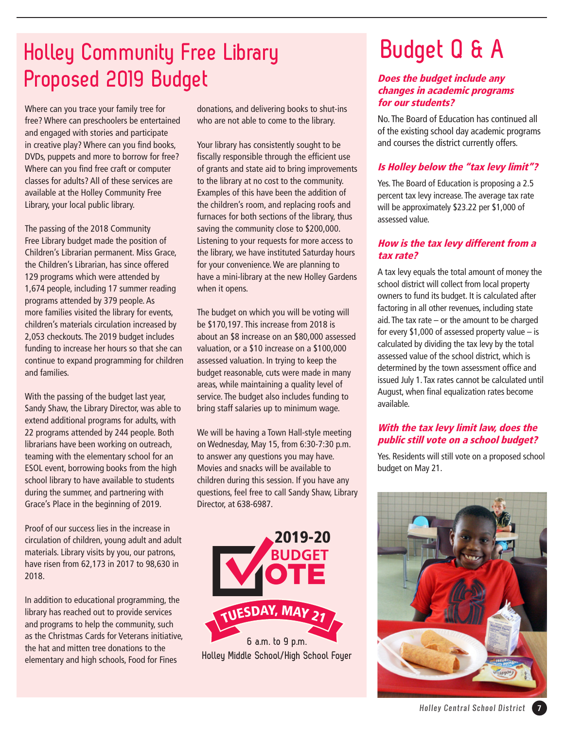# Holley Community Free Library Proposed 2019 Budget

Where can you trace your family tree for free? Where can preschoolers be entertained and engaged with stories and participate in creative play? Where can you find books, DVDs, puppets and more to borrow for free? Where can you find free craft or computer classes for adults? All of these services are available at the Holley Community Free Library, your local public library.

The passing of the 2018 Community Free Library budget made the position of Children's Librarian permanent. Miss Grace, the Children's Librarian, has since offered 129 programs which were attended by 1,674 people, including 17 summer reading programs attended by 379 people. As more families visited the library for events, children's materials circulation increased by 2,053 checkouts. The 2019 budget includes funding to increase her hours so that she can continue to expand programming for children and families.

With the passing of the budget last year, Sandy Shaw, the Library Director, was able to extend additional programs for adults, with 22 programs attended by 244 people. Both librarians have been working on outreach, teaming with the elementary school for an ESOL event, borrowing books from the high school library to have available to students during the summer, and partnering with Grace's Place in the beginning of 2019.

Proof of our success lies in the increase in circulation of children, young adult and adult materials. Library visits by you, our patrons, have risen from 62,173 in 2017 to 98,630 in 2018.

In addition to educational programming, the library has reached out to provide services and programs to help the community, such as the Christmas Cards for Veterans initiative, the hat and mitten tree donations to the elementary and high schools, Food for Fines donations, and delivering books to shut-ins who are not able to come to the library.

Your library has consistently sought to be fiscally responsible through the efficient use of grants and state aid to bring improvements to the library at no cost to the community. Examples of this have been the addition of the children's room, and replacing roofs and furnaces for both sections of the library, thus saving the community close to $200,000. Listening to your requests for more access to the library, we have instituted Saturday hours for your convenience. We are planning to have a mini-library at the new Holley Gardens when it opens.

The budget on which you will be voting will be $170,197. This increase from 2018 is about an $8 increase on an $80,000 assessed valuation, or a $10 increase on a $100,000 assessed valuation. In trying to keep the budget reasonable, cuts were made in many areas, while maintaining a quality level of service. The budget also includes funding to bring staff salaries up to minimum wage.

We will be having a Town Hall-style meeting on Wednesday, May 15, from 6:30-7:30 p.m. to answer any questions you may have. Movies and snacks will be available to children during this session. If you have any questions, feel free to call Sandy Shaw, Library Director, at 638-6987.

**2019-20 BUDGET VOTE**

**TUESDAY, MAY 21**

6 a.m. to 9 p.m.

Holley Middle School/High School Foyer

# Budget Q & A

### *Does the budget include any changes in academic programs for our students?*

No. The Board of Education has continued all of the existing school day academic programs and courses the district currently offers.

### *Is Holley below the "tax levy limit"?*

Yes. The Board of Education is proposing a 2.5 percent tax levy increase. The average tax rate will be approximately $23.22 per $1,000 of assessed value.

### *How is the tax levy different from a tax rate?*

A tax levy equals the total amount of money the school district will collect from local property owners to fund its budget. It is calculated after factoring in all other revenues, including state aid. The tax rate – or the amount to be charged for every $1,000 of assessed property value – is calculated by dividing the tax levy by the total assessed value of the school district, which is determined by the town assessment office and issued July 1. Tax rates cannot be calculated until August, when final equalization rates become available.

### *With the tax levy limit law, does the public still vote on a school budget?*

Yes. Residents will still vote on a proposed school budget on May 21.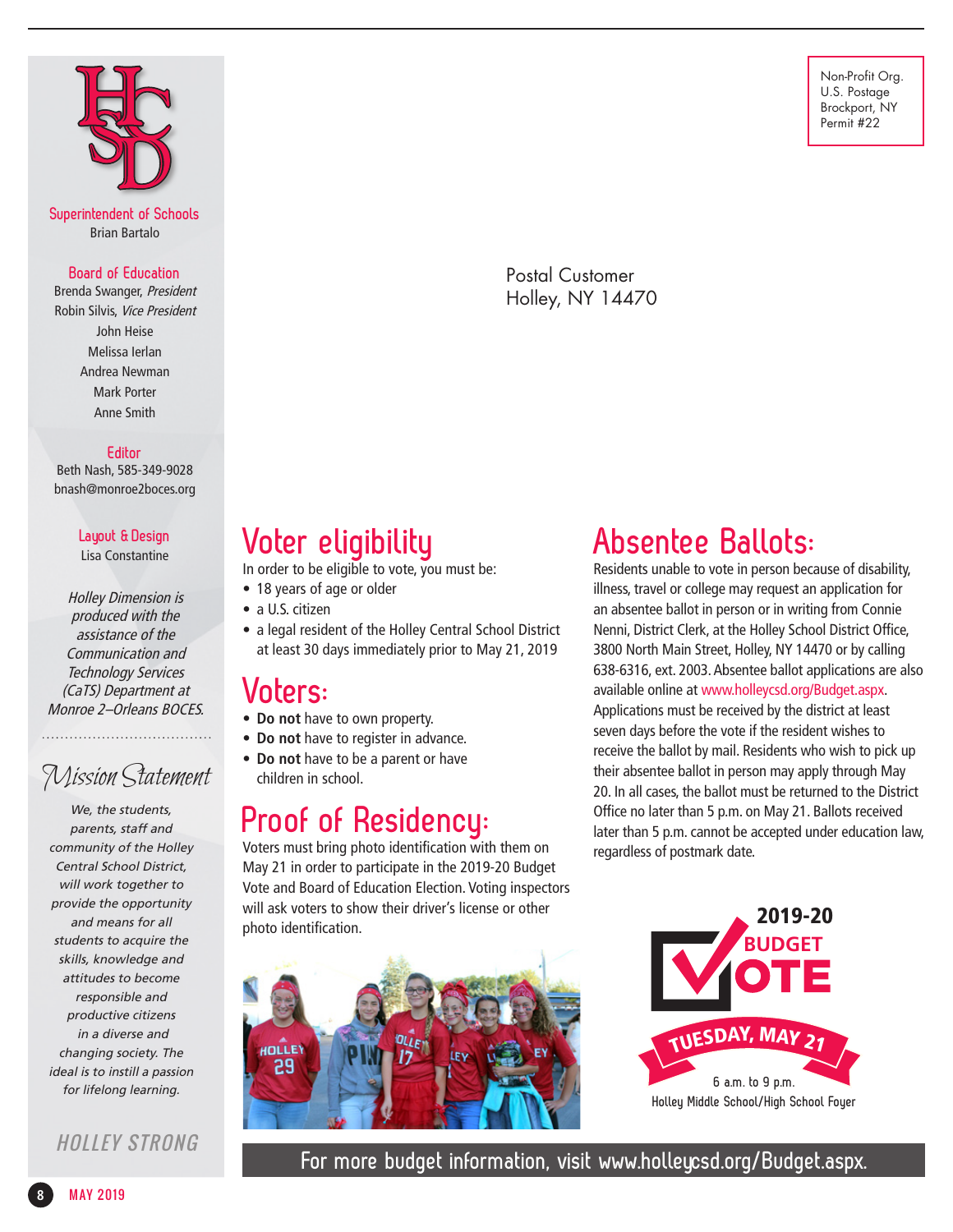Superintendent of Schools
Brian Bartalo

Board of Education
Brenda Swanger, *President*
Robin Silvis, *Vice President*
John Heise
Melissa Ierlan
Andrea Newman
Mark Porter
Anne Smith

Editor
Beth Nash, 585-349-9028
bnash@monroe2boces.org

Layout & Design
Lisa Constantine

*Holley Dimension is produced with the assistance of the Communication and Technology Services (CaTS) Department at Monroe 2–Orleans BOCES.*

## Mission Statement

*We, the students, parents, staff and community of the Holley Central School District, will work together to provide the opportunity and means for all students to acquire the skills, knowledge and attitudes to become responsible and productive citizens in a diverse and changing society. The ideal is to instill a passion for lifelong learning.*

HOLLEY STRONG

Non-Profit Org.
U.S. Postage
Brockport, NY
Permit #22

Postal Customer
Holley, NY 14470

## Voter eligibility

In order to be eligible to vote, you must be:

- 18 years of age or older
- a U.S. citizen
- a legal resident of the Holley Central School District at least 30 days immediately prior to May 21, 2019

## Voters:

- **Do not** have to own property.
- **Do not** have to register in advance.
- **Do not** have to be a parent or have children in school.

## Proof of Residency:

Voters must bring photo identification with them on May 21 in order to participate in the 2019-20 Budget Vote and Board of Education Election. Voting inspectors will ask voters to show their driver's license or other photo identification.

## Absentee Ballots:

Residents unable to vote in person because of disability, illness, travel or college may request an application for an absentee ballot in person or in writing from Connie Nenni, District Clerk, at the Holley School District Office, 3800 North Main Street, Holley, NY 14470 or by calling 638-6316, ext. 2003. Absentee ballot applications are also available online at www.holleycsd.org/Budget.aspx. Applications must be received by the district at least seven days before the vote if the resident wishes to receive the ballot by mail. Residents who wish to pick up their absentee ballot in person may apply through May 20. In all cases, the ballot must be returned to the District Office no later than 5 p.m. on May 21. Ballots received later than 5 p.m. cannot be accepted under education law, regardless of postmark date.

2019-20
BUDGET
VOTE
TUESDAY, MAY 21
6 a.m. to 9 p.m.
Holley Middle School/High School Foyer

For more budget information, visit www.holleycsd.org/Budget.aspx.